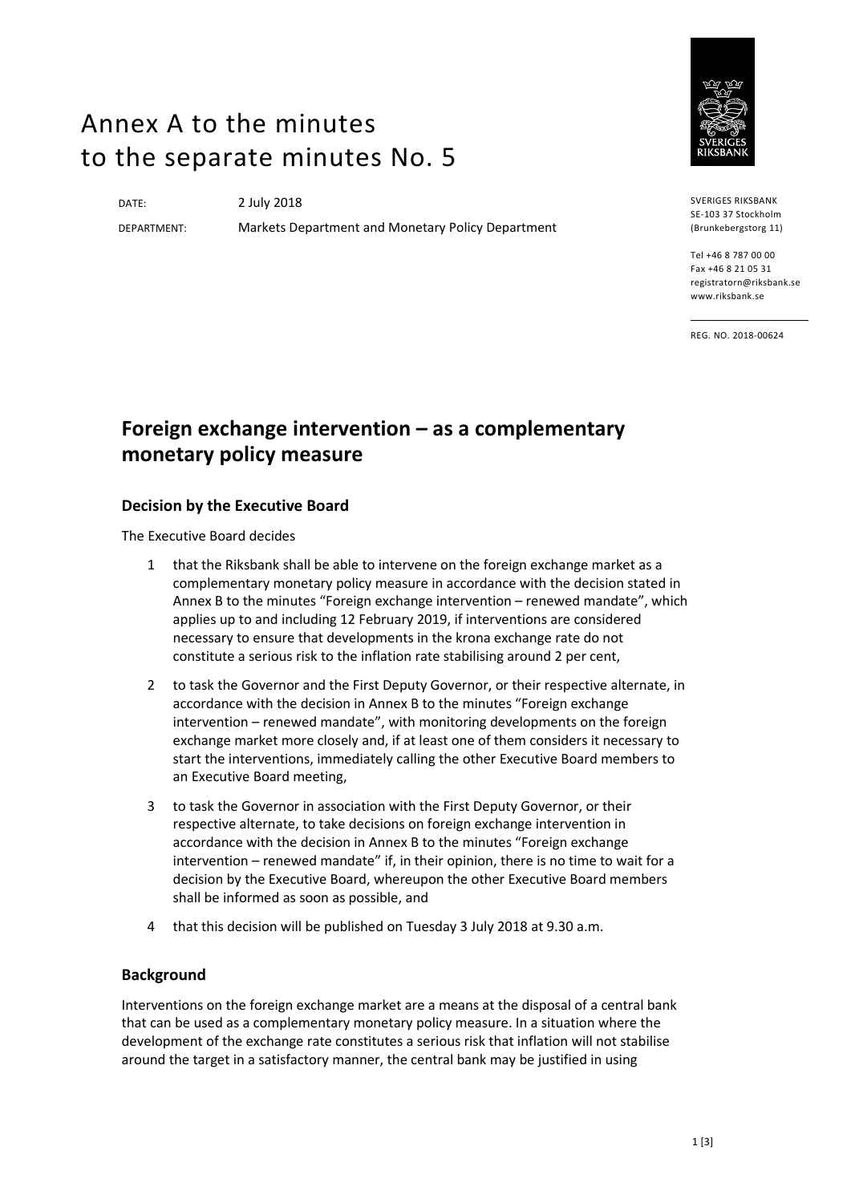# Annex A to the minutes to the separate minutes No. 5

DATE: 2 July 2018

DEPARTMENT: Markets Department and Monetary Policy Department

SVERIGES RIKSBANK
SE-103 37 Stockholm
(Brunkebergstorg 11)

Tel +46 8 787 00 00
Fax +46 8 21 05 31
registratorn@riksbank.se
www.riksbank.se

REG. NO. 2018-00624

## Foreign exchange intervention – as a complementary monetary policy measure

### Decision by the Executive Board

The Executive Board decides

1. that the Riksbank shall be able to intervene on the foreign exchange market as a complementary monetary policy measure in accordance with the decision stated in Annex B to the minutes "Foreign exchange intervention – renewed mandate", which applies up to and including 12 February 2019, if interventions are considered necessary to ensure that developments in the krona exchange rate do not constitute a serious risk to the inflation rate stabilising around 2 per cent,
2. to task the Governor and the First Deputy Governor, or their respective alternate, in accordance with the decision in Annex B to the minutes "Foreign exchange intervention – renewed mandate", with monitoring developments on the foreign exchange market more closely and, if at least one of them considers it necessary to start the interventions, immediately calling the other Executive Board members to an Executive Board meeting,
3. to task the Governor in association with the First Deputy Governor, or their respective alternate, to take decisions on foreign exchange intervention in accordance with the decision in Annex B to the minutes "Foreign exchange intervention – renewed mandate" if, in their opinion, there is no time to wait for a decision by the Executive Board, whereupon the other Executive Board members shall be informed as soon as possible, and
4. that this decision will be published on Tuesday 3 July 2018 at 9.30 a.m.

### Background

Interventions on the foreign exchange market are a means at the disposal of a central bank that can be used as a complementary monetary policy measure. In a situation where the development of the exchange rate constitutes a serious risk that inflation will not stabilise around the target in a satisfactory manner, the central bank may be justified in using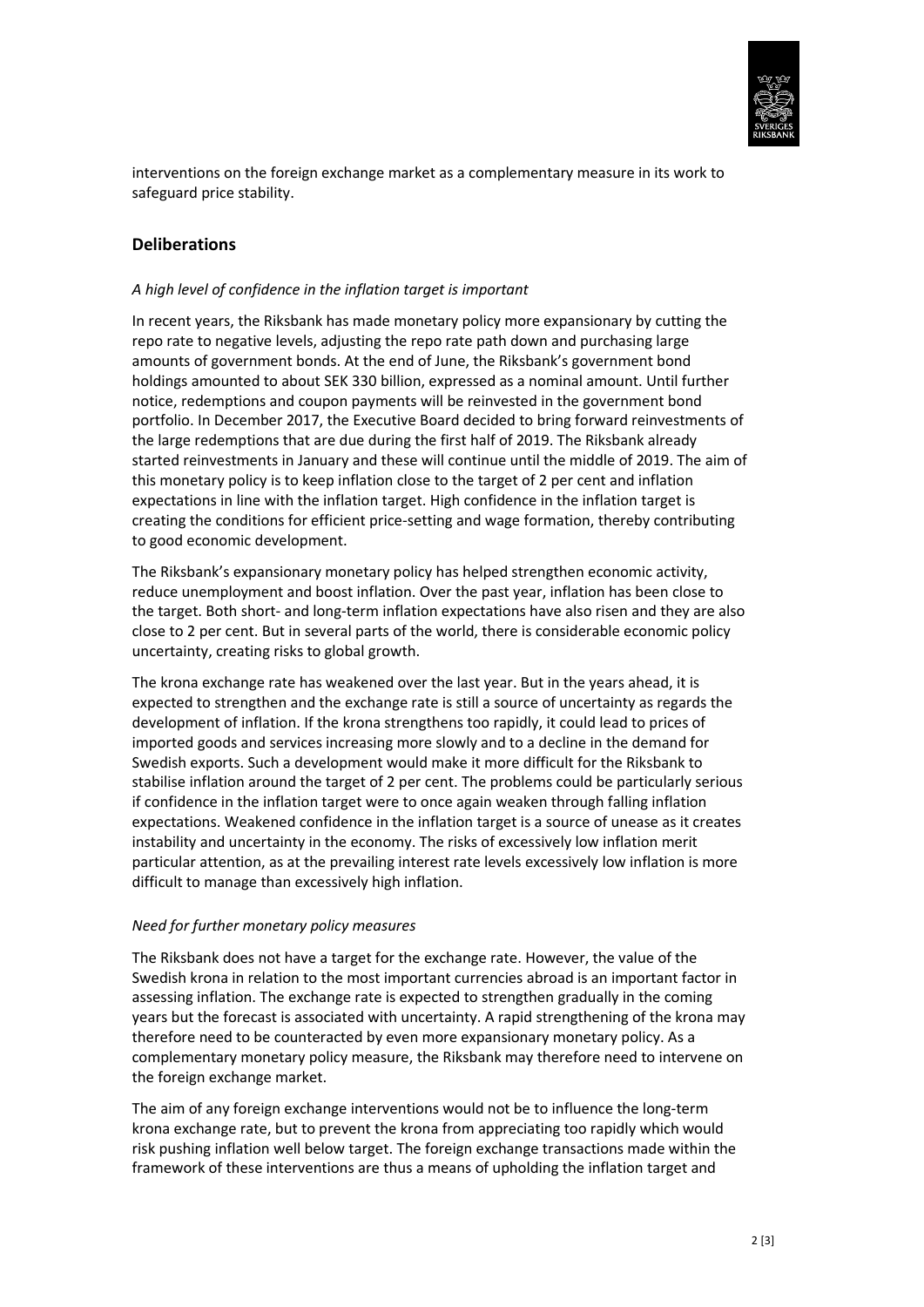interventions on the foreign exchange market as a complementary measure in its work to safeguard price stability.

## Deliberations

*A high level of confidence in the inflation target is important*

In recent years, the Riksbank has made monetary policy more expansionary by cutting the repo rate to negative levels, adjusting the repo rate path down and purchasing large amounts of government bonds. At the end of June, the Riksbank's government bond holdings amounted to about SEK 330 billion, expressed as a nominal amount. Until further notice, redemptions and coupon payments will be reinvested in the government bond portfolio. In December 2017, the Executive Board decided to bring forward reinvestments of the large redemptions that are due during the first half of 2019. The Riksbank already started reinvestments in January and these will continue until the middle of 2019. The aim of this monetary policy is to keep inflation close to the target of 2 per cent and inflation expectations in line with the inflation target. High confidence in the inflation target is creating the conditions for efficient price-setting and wage formation, thereby contributing to good economic development.

The Riksbank's expansionary monetary policy has helped strengthen economic activity, reduce unemployment and boost inflation. Over the past year, inflation has been close to the target. Both short- and long-term inflation expectations have also risen and they are also close to 2 per cent. But in several parts of the world, there is considerable economic policy uncertainty, creating risks to global growth.

The krona exchange rate has weakened over the last year. But in the years ahead, it is expected to strengthen and the exchange rate is still a source of uncertainty as regards the development of inflation. If the krona strengthens too rapidly, it could lead to prices of imported goods and services increasing more slowly and to a decline in the demand for Swedish exports. Such a development would make it more difficult for the Riksbank to stabilise inflation around the target of 2 per cent. The problems could be particularly serious if confidence in the inflation target were to once again weaken through falling inflation expectations. Weakened confidence in the inflation target is a source of unease as it creates instability and uncertainty in the economy. The risks of excessively low inflation merit particular attention, as at the prevailing interest rate levels excessively low inflation is more difficult to manage than excessively high inflation.

*Need for further monetary policy measures*

The Riksbank does not have a target for the exchange rate. However, the value of the Swedish krona in relation to the most important currencies abroad is an important factor in assessing inflation. The exchange rate is expected to strengthen gradually in the coming years but the forecast is associated with uncertainty. A rapid strengthening of the krona may therefore need to be counteracted by even more expansionary monetary policy. As a complementary monetary policy measure, the Riksbank may therefore need to intervene on the foreign exchange market.

The aim of any foreign exchange interventions would not be to influence the long-term krona exchange rate, but to prevent the krona from appreciating too rapidly which would risk pushing inflation well below target. The foreign exchange transactions made within the framework of these interventions are thus a means of upholding the inflation target and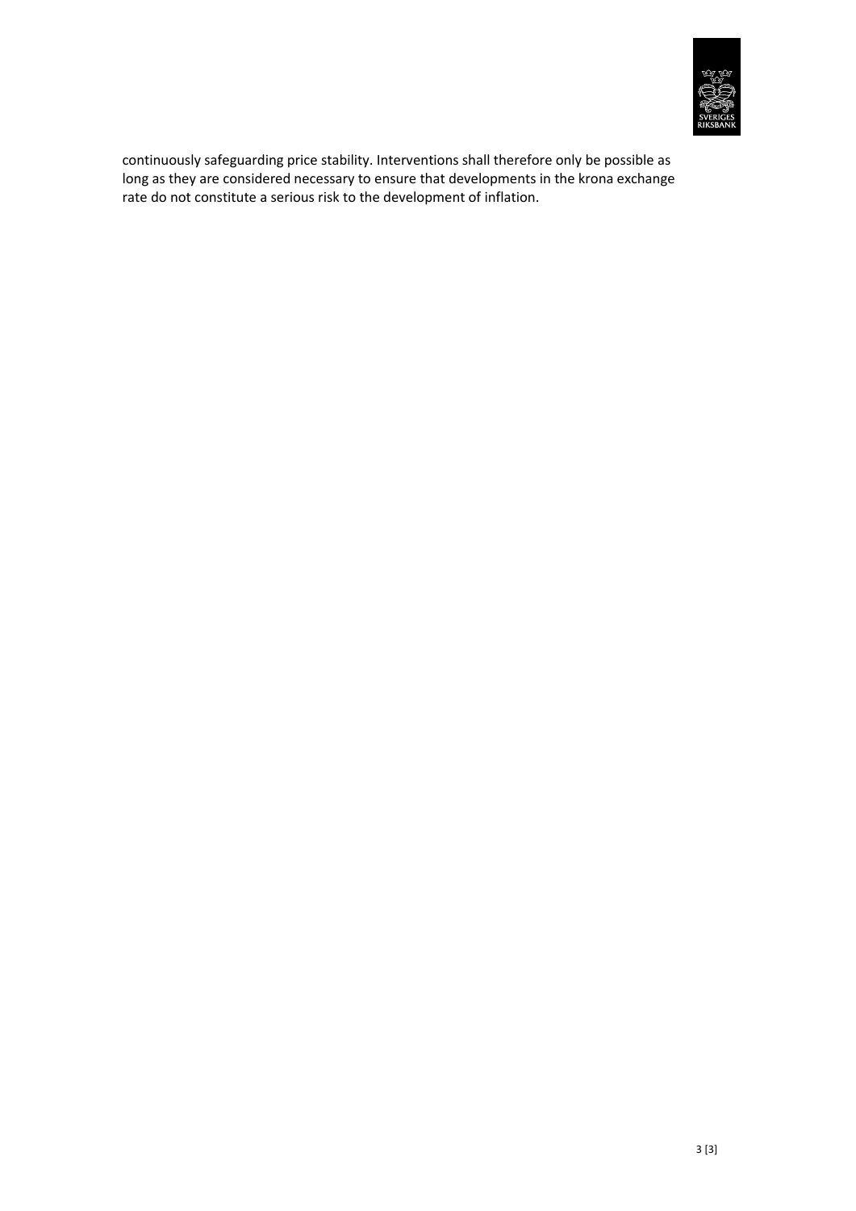continuously safeguarding price stability. Interventions shall therefore only be possible as long as they are considered necessary to ensure that developments in the krona exchange rate do not constitute a serious risk to the development of inflation.